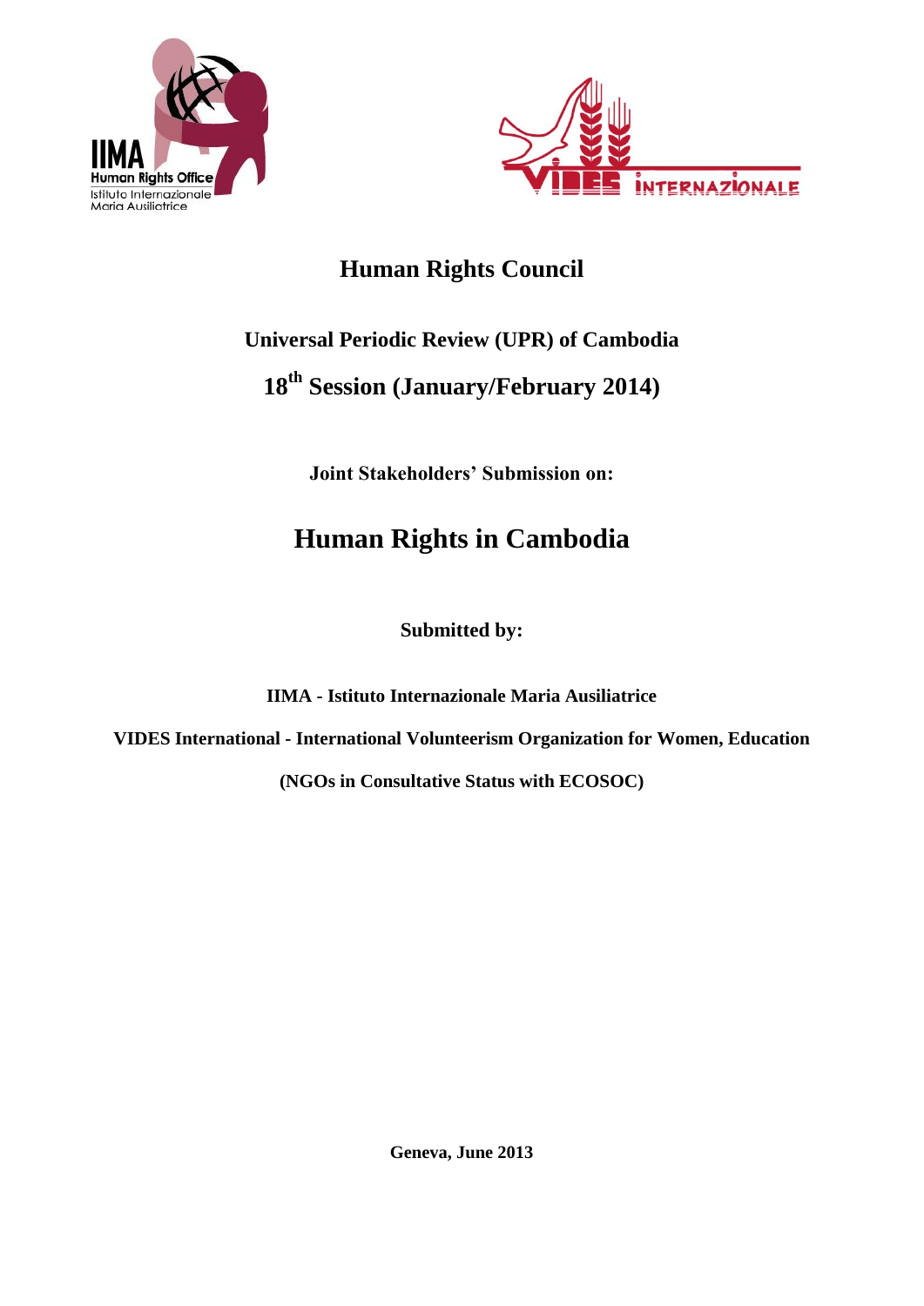# Human Rights Council

## Universal Periodic Review (UPR) of Cambodia

## 18th Session (January/February 2014)

**Joint Stakeholders' Submission on:**

# Human Rights in Cambodia

**Submitted by:**

**IIMA - Istituto Internazionale Maria Ausiliatrice**

**VIDES International - International Volunteerism Organization for Women, Education**

**(NGOs in Consultative Status with ECOSOC)**

**Geneva, June 2013**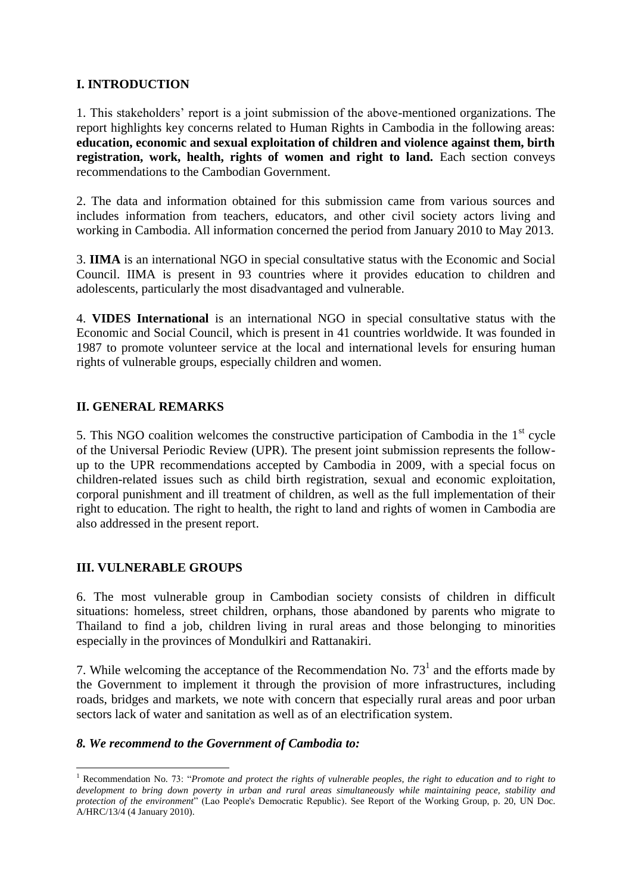## I. INTRODUCTION

1. This stakeholders' report is a joint submission of the above-mentioned organizations. The report highlights key concerns related to Human Rights in Cambodia in the following areas: **education, economic and sexual exploitation of children and violence against them, birth registration, work, health, rights of women and right to land.** Each section conveys recommendations to the Cambodian Government.

2. The data and information obtained for this submission came from various sources and includes information from teachers, educators, and other civil society actors living and working in Cambodia. All information concerned the period from January 2010 to May 2013.

3. **IIMA** is an international NGO in special consultative status with the Economic and Social Council. IIMA is present in 93 countries where it provides education to children and adolescents, particularly the most disadvantaged and vulnerable.

4. **VIDES International** is an international NGO in special consultative status with the Economic and Social Council, which is present in 41 countries worldwide. It was founded in 1987 to promote volunteer service at the local and international levels for ensuring human rights of vulnerable groups, especially children and women.

## II. GENERAL REMARKS

5. This NGO coalition welcomes the constructive participation of Cambodia in the 1st cycle of the Universal Periodic Review (UPR). The present joint submission represents the follow-up to the UPR recommendations accepted by Cambodia in 2009, with a special focus on children-related issues such as child birth registration, sexual and economic exploitation, corporal punishment and ill treatment of children, as well as the full implementation of their right to education. The right to health, the right to land and rights of women in Cambodia are also addressed in the present report.

## III. VULNERABLE GROUPS

6. The most vulnerable group in Cambodian society consists of children in difficult situations: homeless, street children, orphans, those abandoned by parents who migrate to Thailand to find a job, children living in rural areas and those belonging to minorities especially in the provinces of Mondulkiri and Rattanakiri.

7. While welcoming the acceptance of the Recommendation No. 73[1] and the efforts made by the Government to implement it through the provision of more infrastructures, including roads, bridges and markets, we note with concern that especially rural areas and poor urban sectors lack of water and sanitation as well as of an electrification system.

***8. We recommend to the Government of Cambodia to:***

---

[1] Recommendation No. 73: "*Promote and protect the rights of vulnerable peoples, the right to education and to right to development to bring down poverty in urban and rural areas simultaneously while maintaining peace, stability and protection of the environment*" (Lao People's Democratic Republic). See Report of the Working Group, p. 20, UN Doc. A/HRC/13/4 (4 January 2010).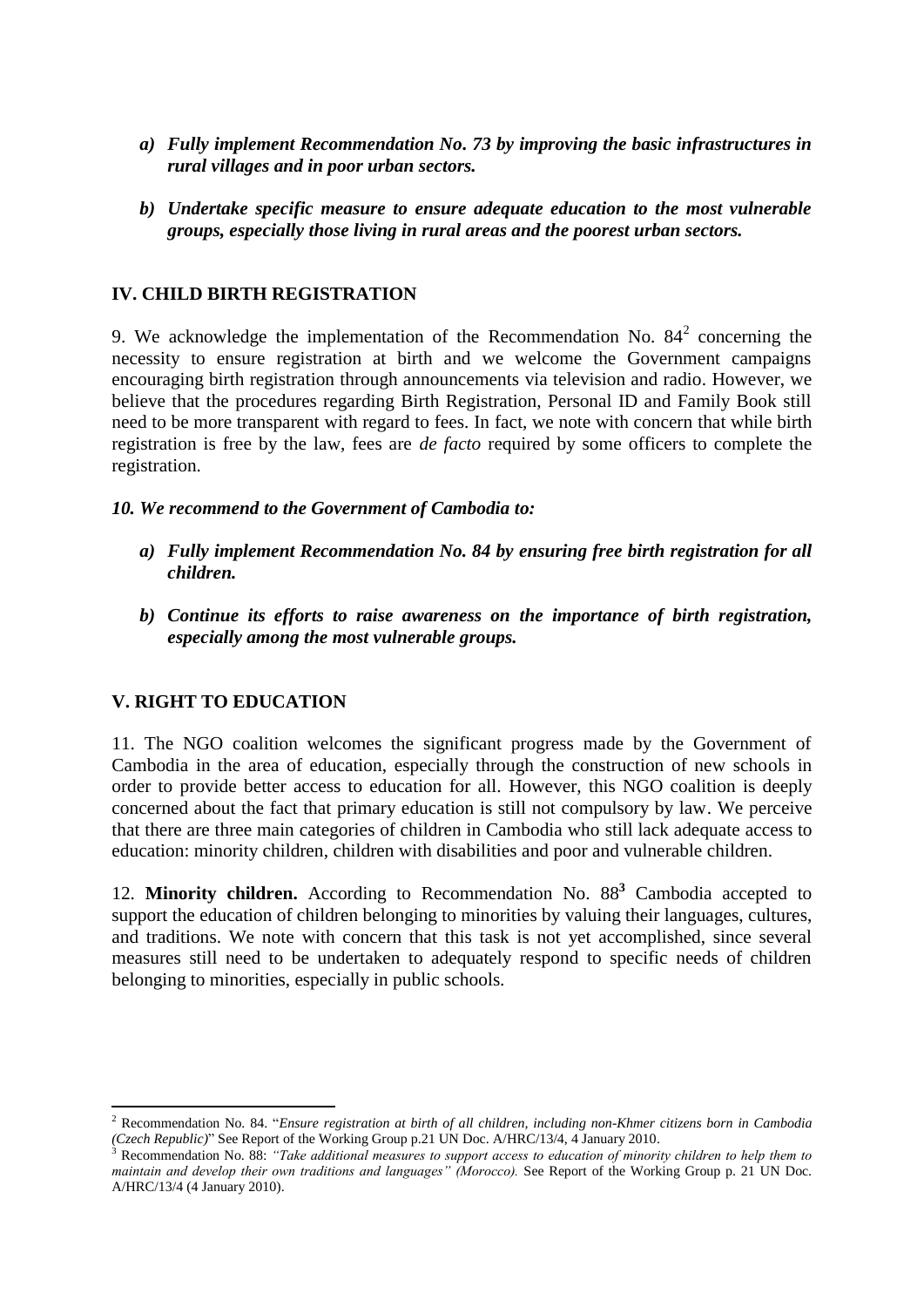*a) **Fully implement Recommendation No. 73 by improving the basic infrastructures in rural villages and in poor urban sectors.***

*b) **Undertake specific measure to ensure adequate education to the most vulnerable groups, especially those living in rural areas and the poorest urban sectors.***

## IV. CHILD BIRTH REGISTRATION

9. We acknowledge the implementation of the Recommendation No. 84[2] concerning the necessity to ensure registration at birth and we welcome the Government campaigns encouraging birth registration through announcements via television and radio. However, we believe that the procedures regarding Birth Registration, Personal ID and Family Book still need to be more transparent with regard to fees. In fact, we note with concern that while birth registration is free by the law, fees are *de facto* required by some officers to complete the registration.

***10. We recommend to the Government of Cambodia to:***

*a) **Fully implement Recommendation No. 84 by ensuring free birth registration for all children.***

*b) **Continue its efforts to raise awareness on the importance of birth registration, especially among the most vulnerable groups.***

## V. RIGHT TO EDUCATION

11. The NGO coalition welcomes the significant progress made by the Government of Cambodia in the area of education, especially through the construction of new schools in order to provide better access to education for all. However, this NGO coalition is deeply concerned about the fact that primary education is still not compulsory by law. We perceive that there are three main categories of children in Cambodia who still lack adequate access to education: minority children, children with disabilities and poor and vulnerable children.

12. **Minority children.** According to Recommendation No. 88[3] Cambodia accepted to support the education of children belonging to minorities by valuing their languages, cultures, and traditions. We note with concern that this task is not yet accomplished, since several measures still need to be undertaken to adequately respond to specific needs of children belonging to minorities, especially in public schools.

---

[2] Recommendation No. 84. "*Ensure registration at birth of all children, including non-Khmer citizens born in Cambodia (Czech Republic)*" See Report of the Working Group p.21 UN Doc. A/HRC/13/4, 4 January 2010.

[3] Recommendation No. 88: *"Take additional measures to support access to education of minority children to help them to maintain and develop their own traditions and languages" (Morocco).* See Report of the Working Group p. 21 UN Doc. A/HRC/13/4 (4 January 2010).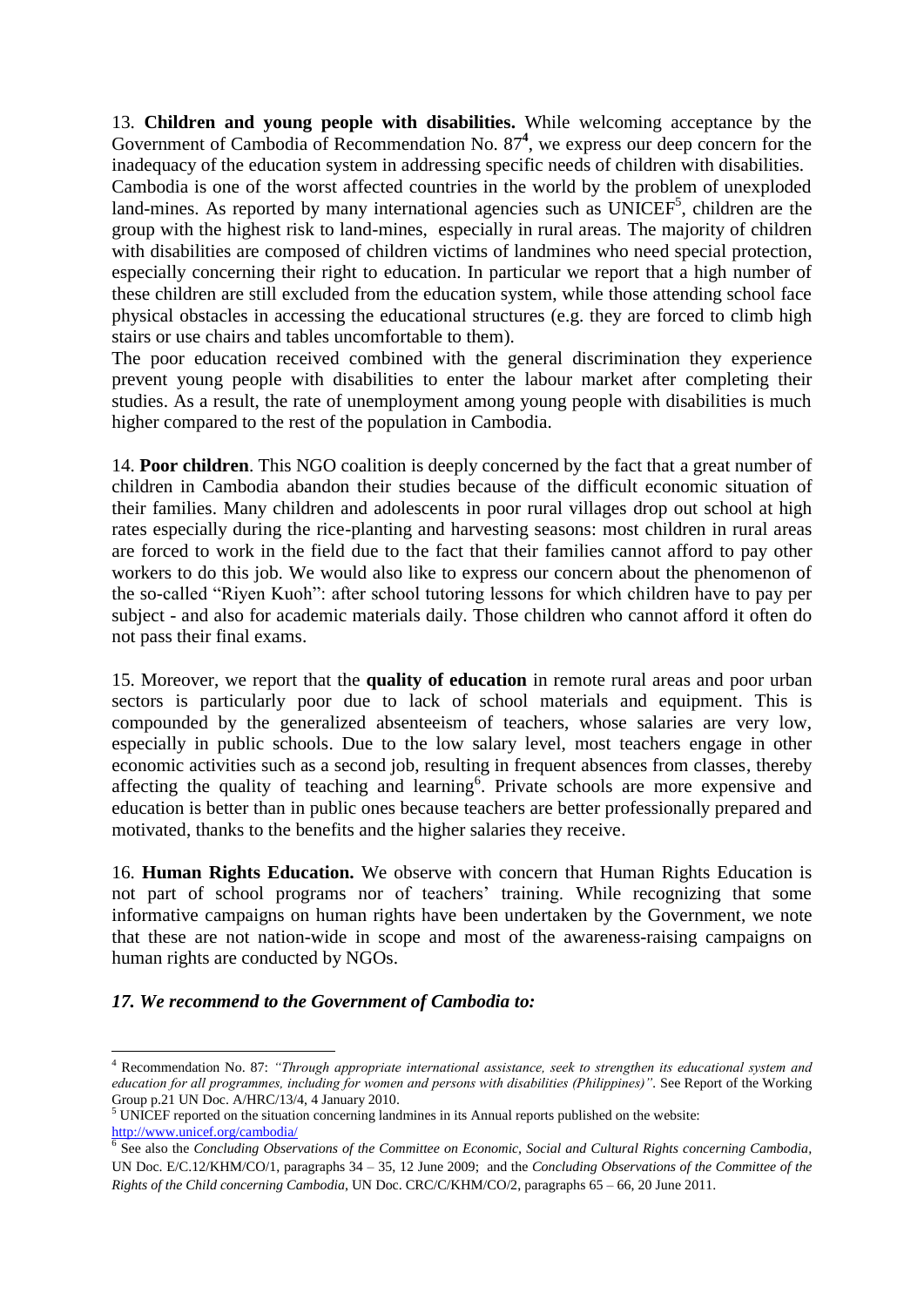13. **Children and young people with disabilities.** While welcoming acceptance by the Government of Cambodia of Recommendation No. 87[4], we express our deep concern for the inadequacy of the education system in addressing specific needs of children with disabilities.
Cambodia is one of the worst affected countries in the world by the problem of unexploded land-mines. As reported by many international agencies such as UNICEF[5], children are the group with the highest risk to land-mines, especially in rural areas. The majority of children with disabilities are composed of children victims of landmines who need special protection, especially concerning their right to education. In particular we report that a high number of these children are still excluded from the education system, while those attending school face physical obstacles in accessing the educational structures (e.g. they are forced to climb high stairs or use chairs and tables uncomfortable to them).
The poor education received combined with the general discrimination they experience prevent young people with disabilities to enter the labour market after completing their studies. As a result, the rate of unemployment among young people with disabilities is much higher compared to the rest of the population in Cambodia.

14. **Poor children**. This NGO coalition is deeply concerned by the fact that a great number of children in Cambodia abandon their studies because of the difficult economic situation of their families. Many children and adolescents in poor rural villages drop out school at high rates especially during the rice-planting and harvesting seasons: most children in rural areas are forced to work in the field due to the fact that their families cannot afford to pay other workers to do this job. We would also like to express our concern about the phenomenon of the so-called "Riyen Kuoh": after school tutoring lessons for which children have to pay per subject - and also for academic materials daily. Those children who cannot afford it often do not pass their final exams.

15. Moreover, we report that the **quality of education** in remote rural areas and poor urban sectors is particularly poor due to lack of school materials and equipment. This is compounded by the generalized absenteeism of teachers, whose salaries are very low, especially in public schools. Due to the low salary level, most teachers engage in other economic activities such as a second job, resulting in frequent absences from classes, thereby affecting the quality of teaching and learning[6]. Private schools are more expensive and education is better than in public ones because teachers are better professionally prepared and motivated, thanks to the benefits and the higher salaries they receive.

16. **Human Rights Education.** We observe with concern that Human Rights Education is not part of school programs nor of teachers' training. While recognizing that some informative campaigns on human rights have been undertaken by the Government, we note that these are not nation-wide in scope and most of the awareness-raising campaigns on human rights are conducted by NGOs.

***17. We recommend to the Government of Cambodia to:***

---

[4] Recommendation No. 87: *"Through appropriate international assistance, seek to strengthen its educational system and education for all programmes, including for women and persons with disabilities (Philippines)"*. See Report of the Working Group p.21 UN Doc. A/HRC/13/4, 4 January 2010.

[5] UNICEF reported on the situation concerning landmines in its Annual reports published on the website: http://www.unicef.org/cambodia/

[6] See also the *Concluding Observations of the Committee on Economic, Social and Cultural Rights concerning Cambodia*, UN Doc. E/C.12/KHM/CO/1, paragraphs 34 – 35, 12 June 2009; and the *Concluding Observations of the Committee of the Rights of the Child concerning Cambodia*, UN Doc. CRC/C/KHM/CO/2, paragraphs 65 – 66, 20 June 2011.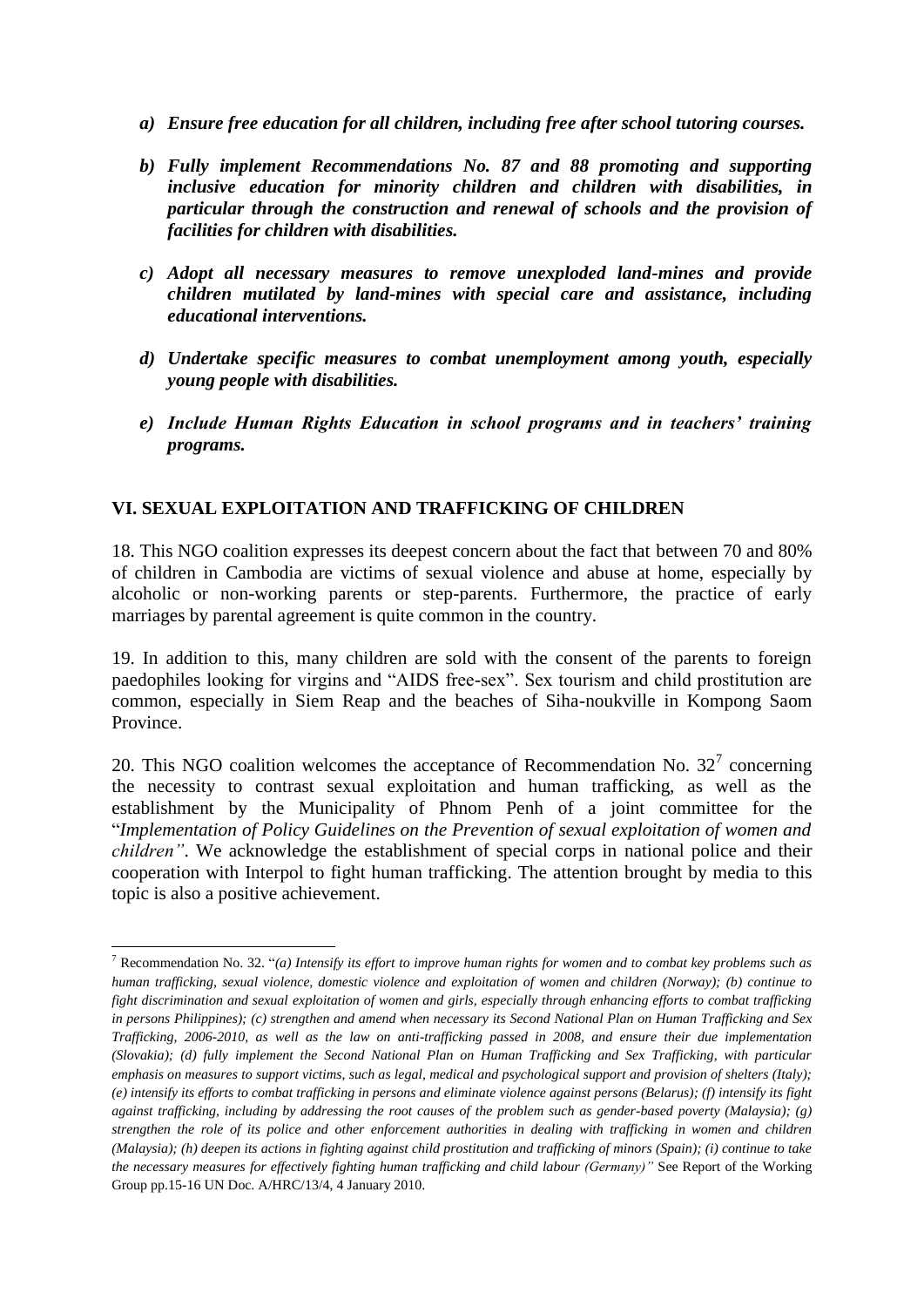*a) **Ensure free education for all children, including free after school tutoring courses.***

*b) **Fully implement Recommendations No. 87 and 88 promoting and supporting inclusive education for minority children and children with disabilities, in particular through the construction and renewal of schools and the provision of facilities for children with disabilities.***

*c) **Adopt all necessary measures to remove unexploded land-mines and provide children mutilated by land-mines with special care and assistance, including educational interventions.***

*d) **Undertake specific measures to combat unemployment among youth, especially young people with disabilities.***

*e) **Include Human Rights Education in school programs and in teachers' training programs.***

## VI. SEXUAL EXPLOITATION AND TRAFFICKING OF CHILDREN

18. This NGO coalition expresses its deepest concern about the fact that between 70 and 80% of children in Cambodia are victims of sexual violence and abuse at home, especially by alcoholic or non-working parents or step-parents. Furthermore, the practice of early marriages by parental agreement is quite common in the country.

19. In addition to this, many children are sold with the consent of the parents to foreign paedophiles looking for virgins and "AIDS free-sex". Sex tourism and child prostitution are common, especially in Siem Reap and the beaches of Siha-noukville in Kompong Saom Province.

20. This NGO coalition welcomes the acceptance of Recommendation No. 32[7] concerning the necessity to contrast sexual exploitation and human trafficking, as well as the establishment by the Municipality of Phnom Penh of a joint committee for the "*Implementation of Policy Guidelines on the Prevention of sexual exploitation of women and children*". We acknowledge the establishment of special corps in national police and their cooperation with Interpol to fight human trafficking. The attention brought by media to this topic is also a positive achievement.

---

[7] Recommendation No. 32. "*(a) Intensify its effort to improve human rights for women and to combat key problems such as human trafficking, sexual violence, domestic violence and exploitation of women and children (Norway); (b) continue to fight discrimination and sexual exploitation of women and girls, especially through enhancing efforts to combat trafficking in persons Philippines); (c) strengthen and amend when necessary its Second National Plan on Human Trafficking and Sex Trafficking, 2006-2010, as well as the law on anti-trafficking passed in 2008, and ensure their due implementation (Slovakia); (d) fully implement the Second National Plan on Human Trafficking and Sex Trafficking, with particular emphasis on measures to support victims, such as legal, medical and psychological support and provision of shelters (Italy); (e) intensify its efforts to combat trafficking in persons and eliminate violence against persons (Belarus); (f) intensify its fight against trafficking, including by addressing the root causes of the problem such as gender-based poverty (Malaysia); (g) strengthen the role of its police and other enforcement authorities in dealing with trafficking in women and children (Malaysia); (h) deepen its actions in fighting against child prostitution and trafficking of minors (Spain); (i) continue to take the necessary measures for effectively fighting human trafficking and child labour (Germany)*" See Report of the Working Group pp.15-16 UN Doc. A/HRC/13/4, 4 January 2010.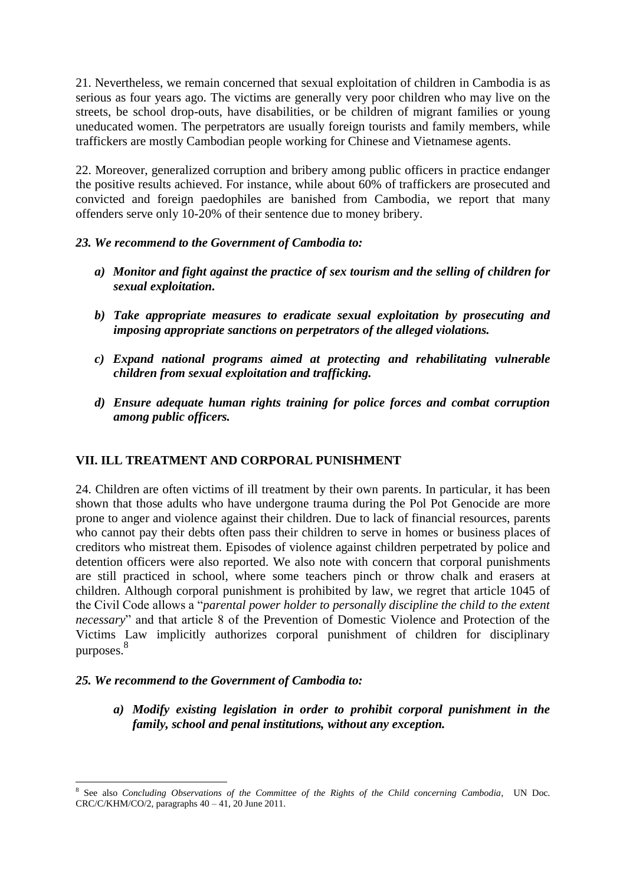21. Nevertheless, we remain concerned that sexual exploitation of children in Cambodia is as serious as four years ago. The victims are generally very poor children who may live on the streets, be school drop-outs, have disabilities, or be children of migrant families or young uneducated women. The perpetrators are usually foreign tourists and family members, while traffickers are mostly Cambodian people working for Chinese and Vietnamese agents.

22. Moreover, generalized corruption and bribery among public officers in practice endanger the positive results achieved. For instance, while about 60% of traffickers are prosecuted and convicted and foreign paedophiles are banished from Cambodia, we report that many offenders serve only 10-20% of their sentence due to money bribery.

***23. We recommend to the Government of Cambodia to:***

- ***a) Monitor and fight against the practice of sex tourism and the selling of children for sexual exploitation.***
- ***b) Take appropriate measures to eradicate sexual exploitation by prosecuting and imposing appropriate sanctions on perpetrators of the alleged violations.***
- ***c) Expand national programs aimed at protecting and rehabilitating vulnerable children from sexual exploitation and trafficking.***
- ***d) Ensure adequate human rights training for police forces and combat corruption among public officers.***

## VII. ILL TREATMENT AND CORPORAL PUNISHMENT

24. Children are often victims of ill treatment by their own parents. In particular, it has been shown that those adults who have undergone trauma during the Pol Pot Genocide are more prone to anger and violence against their children. Due to lack of financial resources, parents who cannot pay their debts often pass their children to serve in homes or business places of creditors who mistreat them. Episodes of violence against children perpetrated by police and detention officers were also reported. We also note with concern that corporal punishments are still practiced in school, where some teachers pinch or throw chalk and erasers at children. Although corporal punishment is prohibited by law, we regret that article 1045 of the Civil Code allows a "*parental power holder to personally discipline the child to the extent necessary*" and that article 8 of the Prevention of Domestic Violence and Protection of the Victims Law implicitly authorizes corporal punishment of children for disciplinary purposes.[8]

***25. We recommend to the Government of Cambodia to:***

- ***a) Modify existing legislation in order to prohibit corporal punishment in the family, school and penal institutions, without any exception.***

---

[8] See also *Concluding Observations of the Committee of the Rights of the Child concerning Cambodia*, UN Doc. CRC/C/KHM/CO/2, paragraphs 40 – 41, 20 June 2011.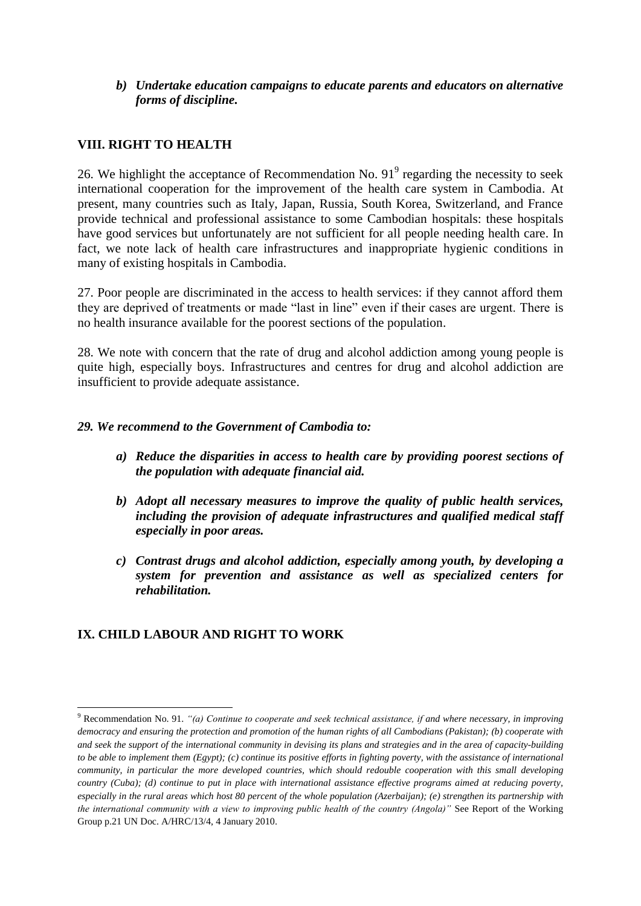*b) **Undertake education campaigns to educate parents and educators on alternative forms of discipline.***

## VIII. RIGHT TO HEALTH

26. We highlight the acceptance of Recommendation No. 91[9] regarding the necessity to seek international cooperation for the improvement of the health care system in Cambodia. At present, many countries such as Italy, Japan, Russia, South Korea, Switzerland, and France provide technical and professional assistance to some Cambodian hospitals: these hospitals have good services but unfortunately are not sufficient for all people needing health care. In fact, we note lack of health care infrastructures and inappropriate hygienic conditions in many of existing hospitals in Cambodia.

27. Poor people are discriminated in the access to health services: if they cannot afford them they are deprived of treatments or made "last in line" even if their cases are urgent. There is no health insurance available for the poorest sections of the population.

28. We note with concern that the rate of drug and alcohol addiction among young people is quite high, especially boys. Infrastructures and centres for drug and alcohol addiction are insufficient to provide adequate assistance.

***29. We recommend to the Government of Cambodia to:***

- ***a) Reduce the disparities in access to health care by providing poorest sections of the population with adequate financial aid.***
- ***b) Adopt all necessary measures to improve the quality of public health services, including the provision of adequate infrastructures and qualified medical staff especially in poor areas.***
- ***c) Contrast drugs and alcohol addiction, especially among youth, by developing a system for prevention and assistance as well as specialized centers for rehabilitation.***

## IX. CHILD LABOUR AND RIGHT TO WORK

---

[9] Recommendation No. 91. *"(a) Continue to cooperate and seek technical assistance, if and where necessary, in improving democracy and ensuring the protection and promotion of the human rights of all Cambodians (Pakistan); (b) cooperate with and seek the support of the international community in devising its plans and strategies and in the area of capacity-building to be able to implement them (Egypt); (c) continue its positive efforts in fighting poverty, with the assistance of international community, in particular the more developed countries, which should redouble cooperation with this small developing country (Cuba); (d) continue to put in place with international assistance effective programs aimed at reducing poverty, especially in the rural areas which host 80 percent of the whole population (Azerbaijan); (e) strengthen its partnership with the international community with a view to improving public health of the country (Angola)"* See Report of the Working Group p.21 UN Doc. A/HRC/13/4, 4 January 2010.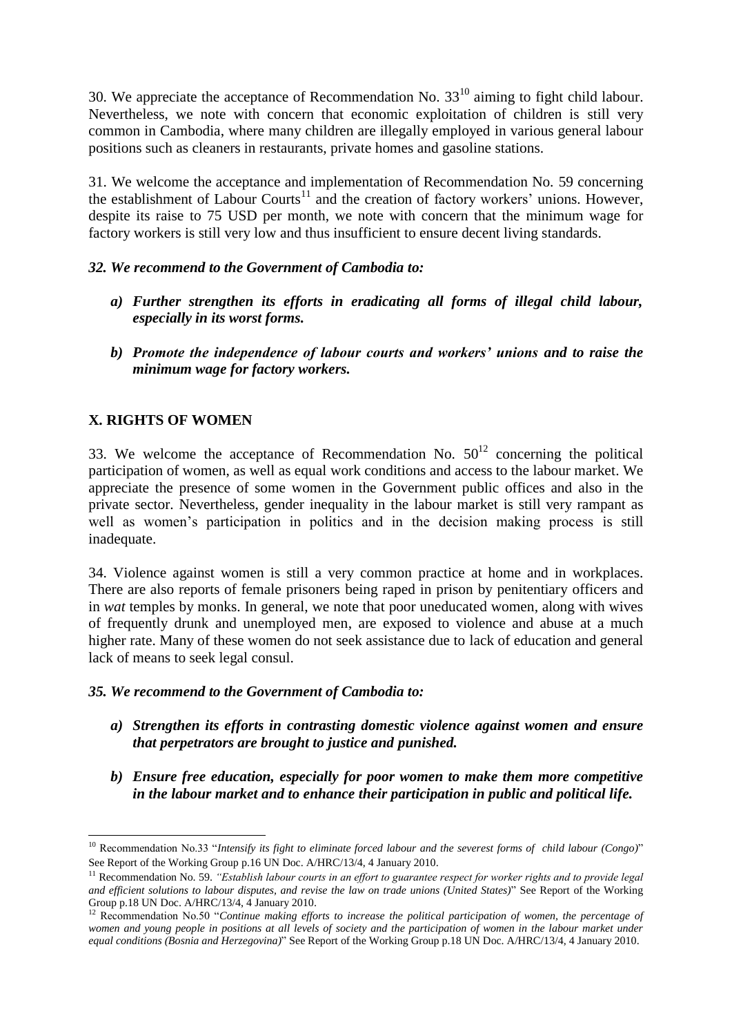30. We appreciate the acceptance of Recommendation No. 33[10] aiming to fight child labour. Nevertheless, we note with concern that economic exploitation of children is still very common in Cambodia, where many children are illegally employed in various general labour positions such as cleaners in restaurants, private homes and gasoline stations.

31. We welcome the acceptance and implementation of Recommendation No. 59 concerning the establishment of Labour Courts[11] and the creation of factory workers' unions. However, despite its raise to 75 USD per month, we note with concern that the minimum wage for factory workers is still very low and thus insufficient to ensure decent living standards.

***32. We recommend to the Government of Cambodia to:***

- ***a) Further strengthen its efforts in eradicating all forms of illegal child labour, especially in its worst forms.***
- ***b) Promote the independence of labour courts and workers' unions and to raise the minimum wage for factory workers.***

## X. RIGHTS OF WOMEN

33. We welcome the acceptance of Recommendation No. 50[12] concerning the political participation of women, as well as equal work conditions and access to the labour market. We appreciate the presence of some women in the Government public offices and also in the private sector. Nevertheless, gender inequality in the labour market is still very rampant as well as women's participation in politics and in the decision making process is still inadequate.

34. Violence against women is still a very common practice at home and in workplaces. There are also reports of female prisoners being raped in prison by penitentiary officers and in *wat* temples by monks. In general, we note that poor uneducated women, along with wives of frequently drunk and unemployed men, are exposed to violence and abuse at a much higher rate. Many of these women do not seek assistance due to lack of education and general lack of means to seek legal consul.

***35. We recommend to the Government of Cambodia to:***

- ***a) Strengthen its efforts in contrasting domestic violence against women and ensure that perpetrators are brought to justice and punished.***
- ***b) Ensure free education, especially for poor women to make them more competitive in the labour market and to enhance their participation in public and political life.***

---

[10] Recommendation No.33 "*Intensify its fight to eliminate forced labour and the severest forms of child labour (Congo)*" See Report of the Working Group p.16 UN Doc. A/HRC/13/4, 4 January 2010.

[11] Recommendation No. 59. *"Establish labour courts in an effort to guarantee respect for worker rights and to provide legal and efficient solutions to labour disputes, and revise the law on trade unions (United States)*" See Report of the Working Group p.18 UN Doc. A/HRC/13/4, 4 January 2010.

[12] Recommendation No.50 "*Continue making efforts to increase the political participation of women, the percentage of women and young people in positions at all levels of society and the participation of women in the labour market under equal conditions (Bosnia and Herzegovina)*" See Report of the Working Group p.18 UN Doc. A/HRC/13/4, 4 January 2010.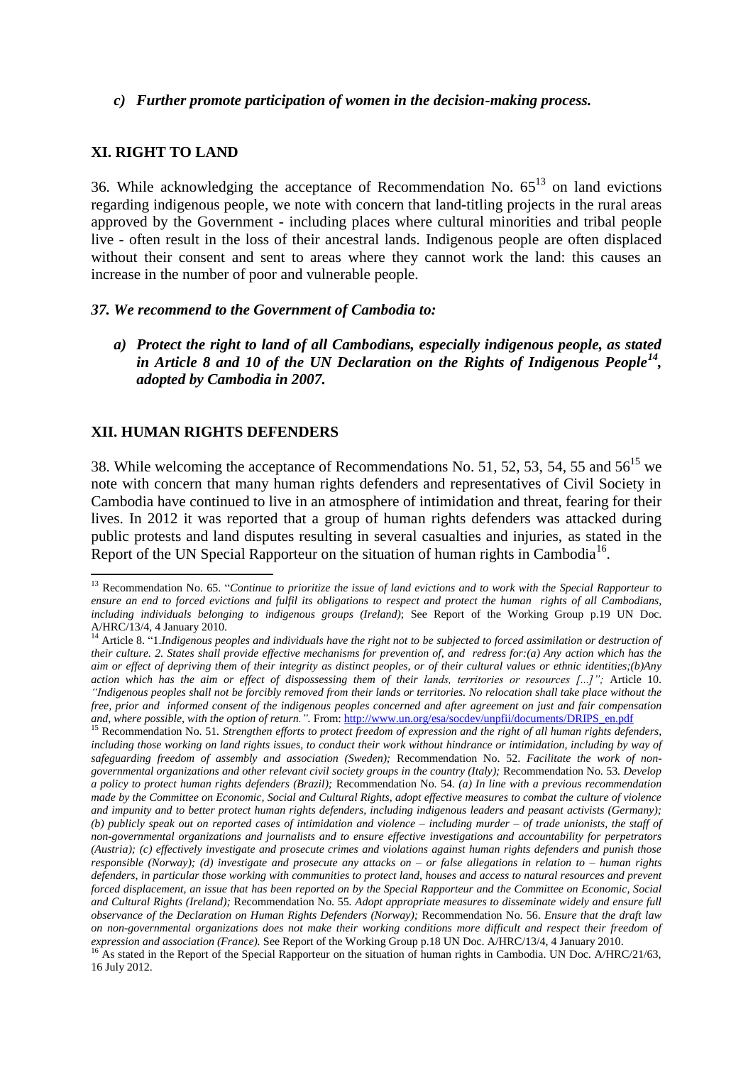*c) **Further promote participation of women in the decision-making process.***

## XI. RIGHT TO LAND

36. While acknowledging the acceptance of Recommendation No. 65[13] on land evictions regarding indigenous people, we note with concern that land-titling projects in the rural areas approved by the Government - including places where cultural minorities and tribal people live - often result in the loss of their ancestral lands. Indigenous people are often displaced without their consent and sent to areas where they cannot work the land: this causes an increase in the number of poor and vulnerable people.

***37. We recommend to the Government of Cambodia to:***

*a) **Protect the right to land of all Cambodians, especially indigenous people, as stated in Article 8 and 10 of the UN Declaration on the Rights of Indigenous People[14], adopted by Cambodia in 2007.***

## XII. HUMAN RIGHTS DEFENDERS

38. While welcoming the acceptance of Recommendations No. 51, 52, 53, 54, 55 and 56[15] we note with concern that many human rights defenders and representatives of Civil Society in Cambodia have continued to live in an atmosphere of intimidation and threat, fearing for their lives. In 2012 it was reported that a group of human rights defenders was attacked during public protests and land disputes resulting in several casualties and injuries, as stated in the Report of the UN Special Rapporteur on the situation of human rights in Cambodia[16].

---

[13] Recommendation No. 65. "*Continue to prioritize the issue of land evictions and to work with the Special Rapporteur to ensure an end to forced evictions and fulfil its obligations to respect and protect the human rights of all Cambodians, including individuals belonging to indigenous groups (Ireland)*; See Report of the Working Group p.19 UN Doc. A/HRC/13/4, 4 January 2010.

[14] Article 8. "1.*Indigenous peoples and individuals have the right not to be subjected to forced assimilation or destruction of their culture. 2. States shall provide effective mechanisms for prevention of, and redress for:(a) Any action which has the aim or effect of depriving them of their integrity as distinct peoples, or of their cultural values or ethnic identities;(b)Any action which has the aim or effect of dispossessing them of their lands, territories or resources [...]";* Article 10. *"Indigenous peoples shall not be forcibly removed from their lands or territories. No relocation shall take place without the free, prior and informed consent of the indigenous peoples concerned and after agreement on just and fair compensation and, where possible, with the option of return."*. From: http://www.un.org/esa/socdev/unpfii/documents/DRIPS_en.pdf

[15] Recommendation No. 51. *Strengthen efforts to protect freedom of expression and the right of all human rights defenders, including those working on land rights issues, to conduct their work without hindrance or intimidation, including by way of safeguarding freedom of assembly and association (Sweden);* Recommendation No. 52. *Facilitate the work of non-governmental organizations and other relevant civil society groups in the country (Italy);* Recommendation No. 53. *Develop a policy to protect human rights defenders (Brazil);* Recommendation No. 54. *(a) In line with a previous recommendation made by the Committee on Economic, Social and Cultural Rights, adopt effective measures to combat the culture of violence and impunity and to better protect human rights defenders, including indigenous leaders and peasant activists (Germany); (b) publicly speak out on reported cases of intimidation and violence – including murder – of trade unionists, the staff of non-governmental organizations and journalists and to ensure effective investigations and accountability for perpetrators (Austria); (c) effectively investigate and prosecute crimes and violations against human rights defenders and punish those responsible (Norway); (d) investigate and prosecute any attacks on – or false allegations in relation to – human rights defenders, in particular those working with communities to protect land, houses and access to natural resources and prevent forced displacement, an issue that has been reported on by the Special Rapporteur and the Committee on Economic, Social and Cultural Rights (Ireland);* Recommendation No. 55. *Adopt appropriate measures to disseminate widely and ensure full observance of the Declaration on Human Rights Defenders (Norway);* Recommendation No. 56. *Ensure that the draft law on non-governmental organizations does not make their working conditions more difficult and respect their freedom of expression and association (France).* See Report of the Working Group p.18 UN Doc. A/HRC/13/4, 4 January 2010.

[16] As stated in the Report of the Special Rapporteur on the situation of human rights in Cambodia. UN Doc. A/HRC/21/63, 16 July 2012.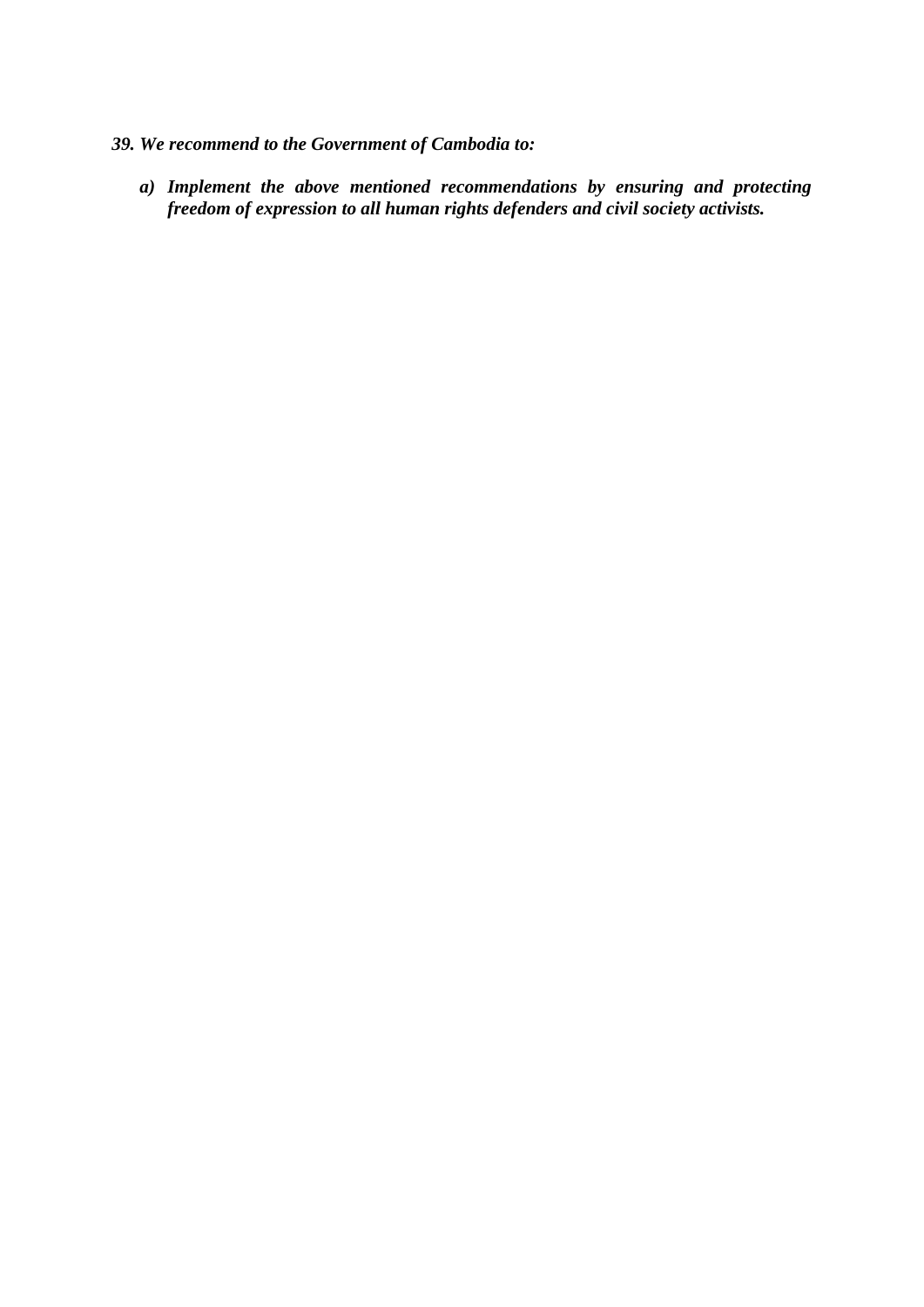***39. We recommend to the Government of Cambodia to:***

- ***a) Implement the above mentioned recommendations by ensuring and protecting freedom of expression to all human rights defenders and civil society activists.***